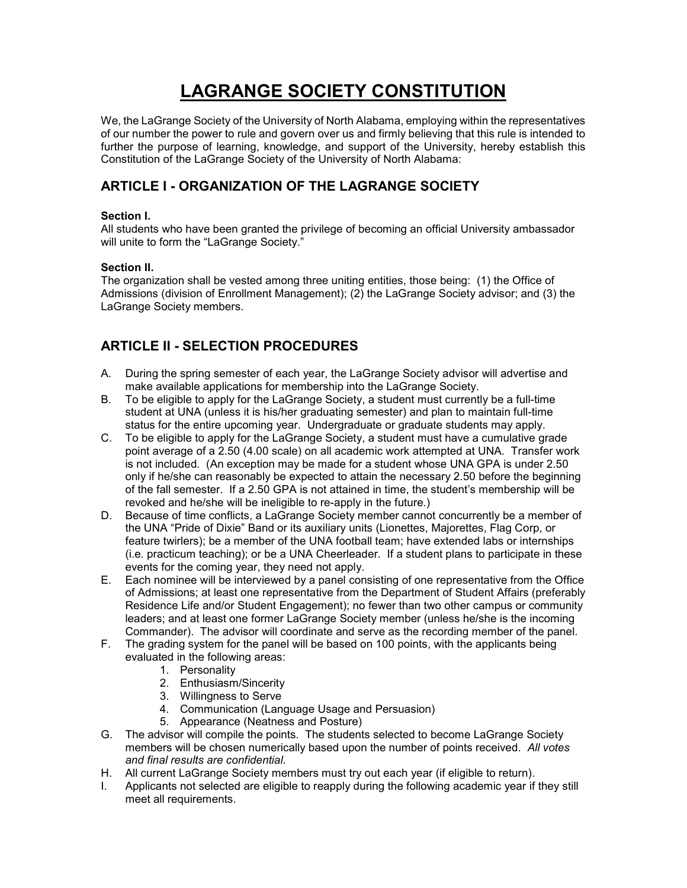# LAGRANGE SOCIETY CONSTITUTION

We, the LaGrange Society of the University of North Alabama, employing within the representatives of our number the power to rule and govern over us and firmly believing that this rule is intended to further the purpose of learning, knowledge, and support of the University, hereby establish this Constitution of the LaGrange Society of the University of North Alabama:

## ARTICLE I - ORGANIZATION OF THE LAGRANGE SOCIETY

**Section I.**
All students who have been granted the privilege of becoming an official University ambassador will unite to form the "LaGrange Society."

**Section II.**
The organization shall be vested among three uniting entities, those being: (1) the Office of Admissions (division of Enrollment Management); (2) the LaGrange Society advisor; and (3) the LaGrange Society members.

## ARTICLE II - SELECTION PROCEDURES

A. During the spring semester of each year, the LaGrange Society advisor will advertise and make available applications for membership into the LaGrange Society.

B. To be eligible to apply for the LaGrange Society, a student must currently be a full-time student at UNA (unless it is his/her graduating semester) and plan to maintain full-time status for the entire upcoming year. Undergraduate or graduate students may apply.

C. To be eligible to apply for the LaGrange Society, a student must have a cumulative grade point average of a 2.50 (4.00 scale) on all academic work attempted at UNA. Transfer work is not included. (An exception may be made for a student whose UNA GPA is under 2.50 only if he/she can reasonably be expected to attain the necessary 2.50 before the beginning of the fall semester. If a 2.50 GPA is not attained in time, the student's membership will be revoked and he/she will be ineligible to re-apply in the future.)

D. Because of time conflicts, a LaGrange Society member cannot concurrently be a member of the UNA "Pride of Dixie" Band or its auxiliary units (Lionettes, Majorettes, Flag Corp, or feature twirlers); be a member of the UNA football team; have extended labs or internships (i.e. practicum teaching); or be a UNA Cheerleader. If a student plans to participate in these events for the coming year, they need not apply.

E. Each nominee will be interviewed by a panel consisting of one representative from the Office of Admissions; at least one representative from the Department of Student Affairs (preferably Residence Life and/or Student Engagement); no fewer than two other campus or community leaders; and at least one former LaGrange Society member (unless he/she is the incoming Commander). The advisor will coordinate and serve as the recording member of the panel.

F. The grading system for the panel will be based on 100 points, with the applicants being evaluated in the following areas:
    1. Personality
    2. Enthusiasm/Sincerity
    3. Willingness to Serve
    4. Communication (Language Usage and Persuasion)
    5. Appearance (Neatness and Posture)

G. The advisor will compile the points. The students selected to become LaGrange Society members will be chosen numerically based upon the number of points received. *All votes and final results are confidential*.

H. All current LaGrange Society members must try out each year (if eligible to return).

I. Applicants not selected are eligible to reapply during the following academic year if they still meet all requirements.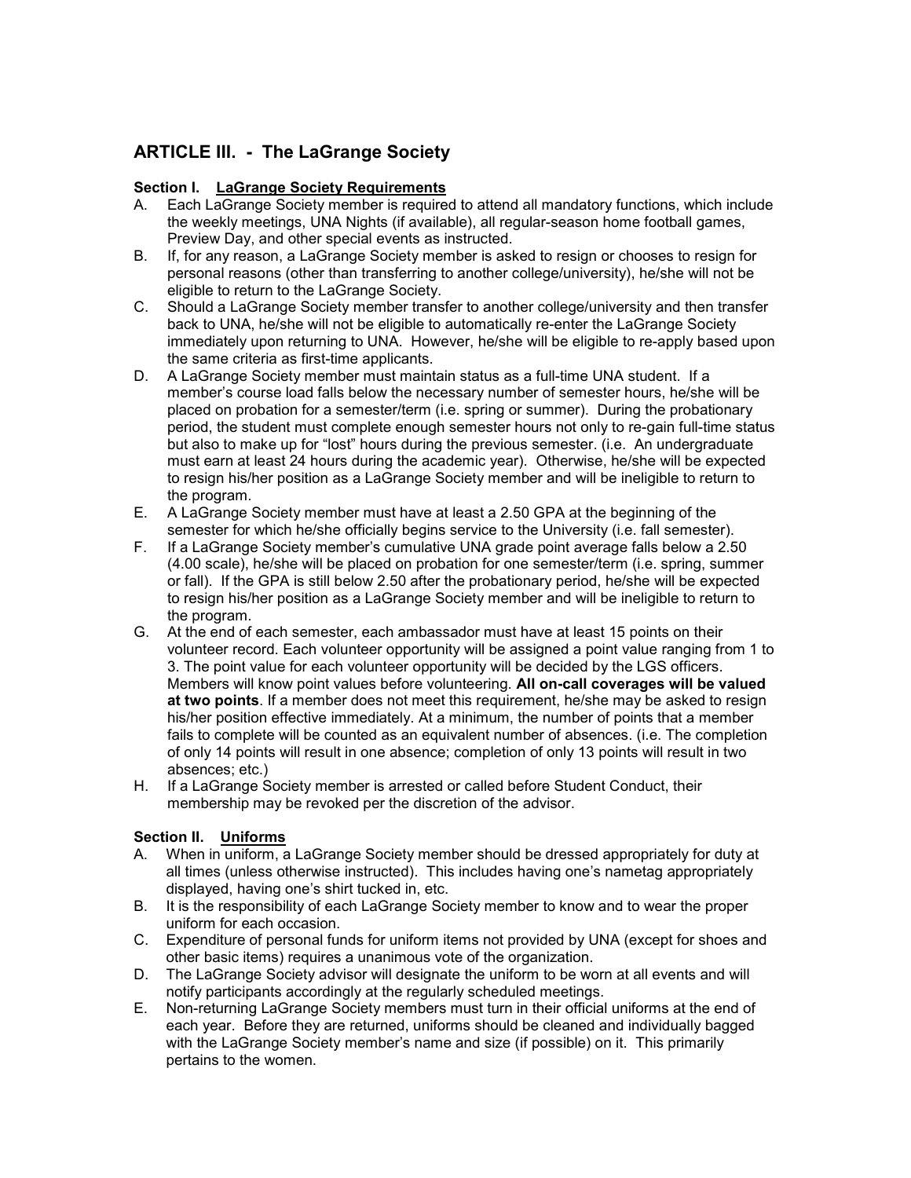## ARTICLE III. - The LaGrange Society

### Section I. <u>LaGrange Society Requirements</u>

A. Each LaGrange Society member is required to attend all mandatory functions, which include the weekly meetings, UNA Nights (if available), all regular-season home football games, Preview Day, and other special events as instructed.

B. If, for any reason, a LaGrange Society member is asked to resign or chooses to resign for personal reasons (other than transferring to another college/university), he/she will not be eligible to return to the LaGrange Society.

C. Should a LaGrange Society member transfer to another college/university and then transfer back to UNA, he/she will not be eligible to automatically re-enter the LaGrange Society immediately upon returning to UNA. However, he/she will be eligible to re-apply based upon the same criteria as first-time applicants.

D. A LaGrange Society member must maintain status as a full-time UNA student. If a member's course load falls below the necessary number of semester hours, he/she will be placed on probation for a semester/term (i.e. spring or summer). During the probationary period, the student must complete enough semester hours not only to re-gain full-time status but also to make up for "lost" hours during the previous semester. (i.e. An undergraduate must earn at least 24 hours during the academic year). Otherwise, he/she will be expected to resign his/her position as a LaGrange Society member and will be ineligible to return to the program.

E. A LaGrange Society member must have at least a 2.50 GPA at the beginning of the semester for which he/she officially begins service to the University (i.e. fall semester).

F. If a LaGrange Society member's cumulative UNA grade point average falls below a 2.50 (4.00 scale), he/she will be placed on probation for one semester/term (i.e. spring, summer or fall). If the GPA is still below 2.50 after the probationary period, he/she will be expected to resign his/her position as a LaGrange Society member and will be ineligible to return to the program.

G. At the end of each semester, each ambassador must have at least 15 points on their volunteer record. Each volunteer opportunity will be assigned a point value ranging from 1 to 3. The point value for each volunteer opportunity will be decided by the LGS officers. Members will know point values before volunteering. **All on-call coverages will be valued at two points**. If a member does not meet this requirement, he/she may be asked to resign his/her position effective immediately. At a minimum, the number of points that a member fails to complete will be counted as an equivalent number of absences. (i.e. The completion of only 14 points will result in one absence; completion of only 13 points will result in two absences; etc.)

H. If a LaGrange Society member is arrested or called before Student Conduct, their membership may be revoked per the discretion of the advisor.

### Section II. <u>Uniforms</u>

A. When in uniform, a LaGrange Society member should be dressed appropriately for duty at all times (unless otherwise instructed). This includes having one's nametag appropriately displayed, having one's shirt tucked in, etc.

B. It is the responsibility of each LaGrange Society member to know and to wear the proper uniform for each occasion.

C. Expenditure of personal funds for uniform items not provided by UNA (except for shoes and other basic items) requires a unanimous vote of the organization.

D. The LaGrange Society advisor will designate the uniform to be worn at all events and will notify participants accordingly at the regularly scheduled meetings.

E. Non-returning LaGrange Society members must turn in their official uniforms at the end of each year. Before they are returned, uniforms should be cleaned and individually bagged with the LaGrange Society member's name and size (if possible) on it. This primarily pertains to the women.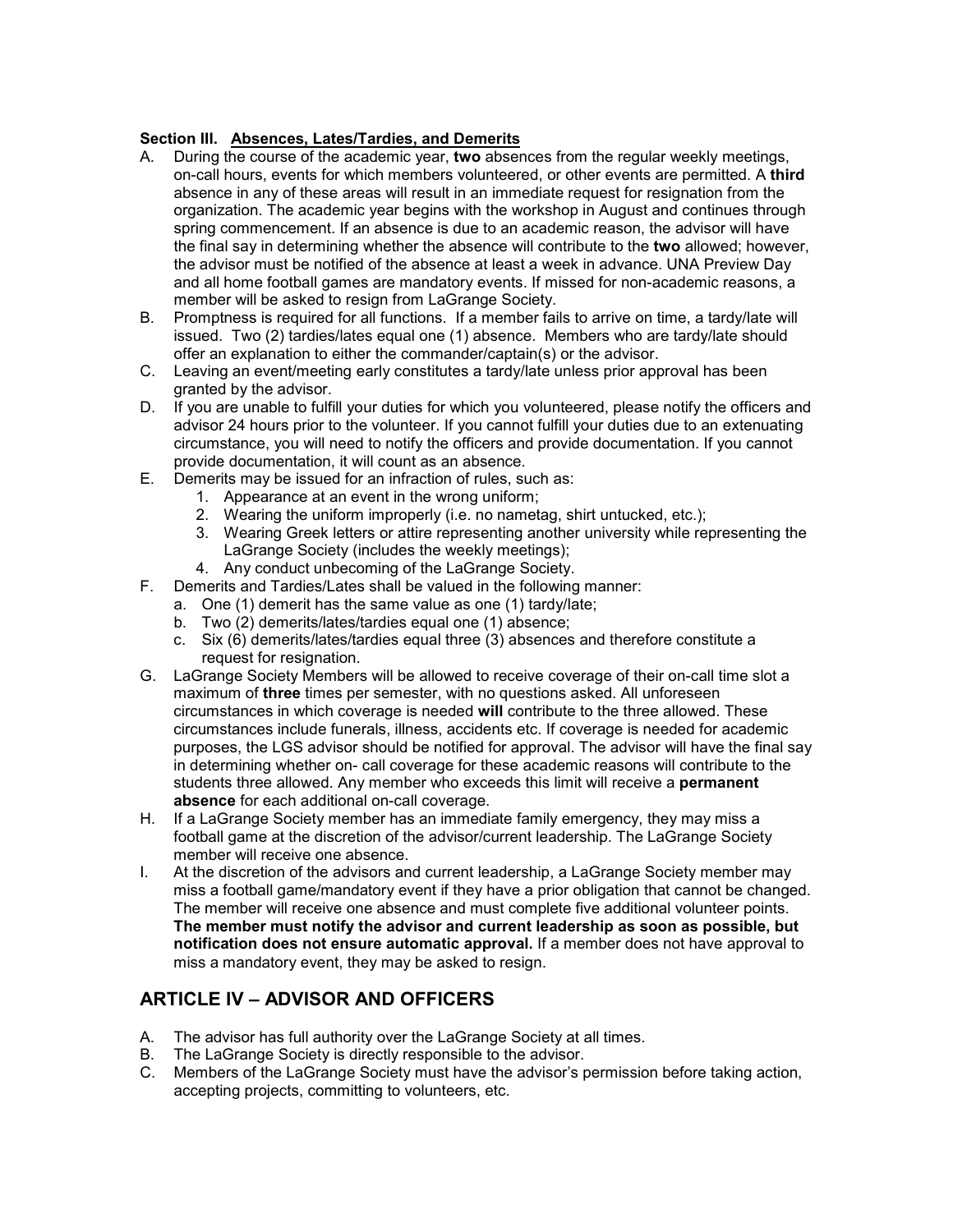**Section III. Absences, Lates/Tardies, and Demerits**

A. During the course of the academic year, **two** absences from the regular weekly meetings, on-call hours, events for which members volunteered, or other events are permitted. A **third** absence in any of these areas will result in an immediate request for resignation from the organization. The academic year begins with the workshop in August and continues through spring commencement. If an absence is due to an academic reason, the advisor will have the final say in determining whether the absence will contribute to the **two** allowed; however, the advisor must be notified of the absence at least a week in advance. UNA Preview Day and all home football games are mandatory events. If missed for non-academic reasons, a member will be asked to resign from LaGrange Society.

B. Promptness is required for all functions. If a member fails to arrive on time, a tardy/late will issued. Two (2) tardies/lates equal one (1) absence. Members who are tardy/late should offer an explanation to either the commander/captain(s) or the advisor.

C. Leaving an event/meeting early constitutes a tardy/late unless prior approval has been granted by the advisor.

D. If you are unable to fulfill your duties for which you volunteered, please notify the officers and advisor 24 hours prior to the volunteer. If you cannot fulfill your duties due to an extenuating circumstance, you will need to notify the officers and provide documentation. If you cannot provide documentation, it will count as an absence.

E. Demerits may be issued for an infraction of rules, such as:
   1. Appearance at an event in the wrong uniform;
   2. Wearing the uniform improperly (i.e. no nametag, shirt untucked, etc.);
   3. Wearing Greek letters or attire representing another university while representing the LaGrange Society (includes the weekly meetings);
   4. Any conduct unbecoming of the LaGrange Society.

F. Demerits and Tardies/Lates shall be valued in the following manner:
   a. One (1) demerit has the same value as one (1) tardy/late;
   b. Two (2) demerits/lates/tardies equal one (1) absence;
   c. Six (6) demerits/lates/tardies equal three (3) absences and therefore constitute a request for resignation.

G. LaGrange Society Members will be allowed to receive coverage of their on-call time slot a maximum of **three** times per semester, with no questions asked. All unforeseen circumstances in which coverage is needed **will** contribute to the three allowed. These circumstances include funerals, illness, accidents etc. If coverage is needed for academic purposes, the LGS advisor should be notified for approval. The advisor will have the final say in determining whether on- call coverage for these academic reasons will contribute to the students three allowed. Any member who exceeds this limit will receive a **permanent absence** for each additional on-call coverage.

H. If a LaGrange Society member has an immediate family emergency, they may miss a football game at the discretion of the advisor/current leadership. The LaGrange Society member will receive one absence.

I. At the discretion of the advisors and current leadership, a LaGrange Society member may miss a football game/mandatory event if they have a prior obligation that cannot be changed. The member will receive one absence and must complete five additional volunteer points. **The member must notify the advisor and current leadership as soon as possible, but notification does not ensure automatic approval.** If a member does not have approval to miss a mandatory event, they may be asked to resign.

## ARTICLE IV – ADVISOR AND OFFICERS

A. The advisor has full authority over the LaGrange Society at all times.

B. The LaGrange Society is directly responsible to the advisor.

C. Members of the LaGrange Society must have the advisor's permission before taking action, accepting projects, committing to volunteers, etc.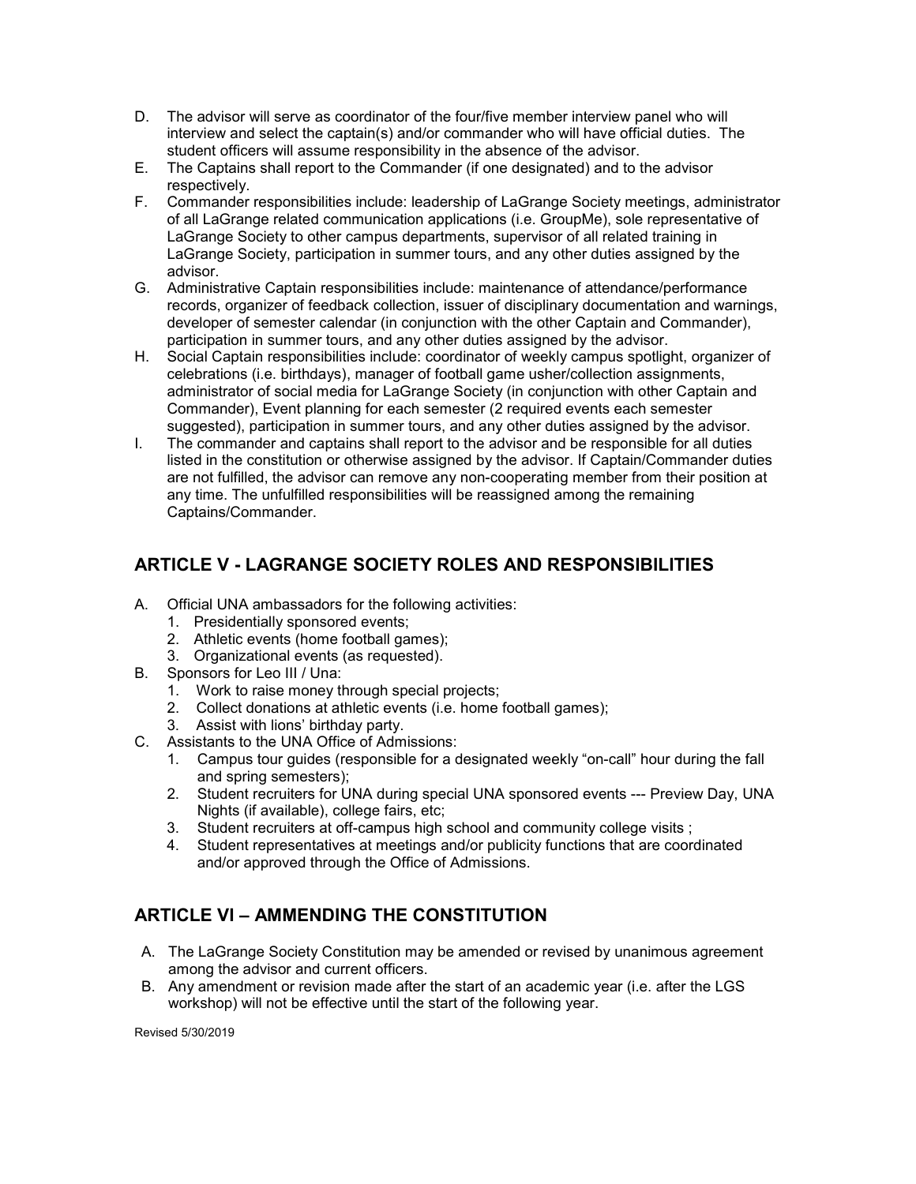D. The advisor will serve as coordinator of the four/five member interview panel who will interview and select the captain(s) and/or commander who will have official duties. The student officers will assume responsibility in the absence of the advisor.
E. The Captains shall report to the Commander (if one designated) and to the advisor respectively.
F. Commander responsibilities include: leadership of LaGrange Society meetings, administrator of all LaGrange related communication applications (i.e. GroupMe), sole representative of LaGrange Society to other campus departments, supervisor of all related training in LaGrange Society, participation in summer tours, and any other duties assigned by the advisor.
G. Administrative Captain responsibilities include: maintenance of attendance/performance records, organizer of feedback collection, issuer of disciplinary documentation and warnings, developer of semester calendar (in conjunction with the other Captain and Commander), participation in summer tours, and any other duties assigned by the advisor.
H. Social Captain responsibilities include: coordinator of weekly campus spotlight, organizer of celebrations (i.e. birthdays), manager of football game usher/collection assignments, administrator of social media for LaGrange Society (in conjunction with other Captain and Commander), Event planning for each semester (2 required events each semester suggested), participation in summer tours, and any other duties assigned by the advisor.
I. The commander and captains shall report to the advisor and be responsible for all duties listed in the constitution or otherwise assigned by the advisor. If Captain/Commander duties are not fulfilled, the advisor can remove any non-cooperating member from their position at any time. The unfulfilled responsibilities will be reassigned among the remaining Captains/Commander.

## ARTICLE V - LAGRANGE SOCIETY ROLES AND RESPONSIBILITIES

A. Official UNA ambassadors for the following activities:
   1. Presidentially sponsored events;
   2. Athletic events (home football games);
   3. Organizational events (as requested).
B. Sponsors for Leo III / Una:
   1. Work to raise money through special projects;
   2. Collect donations at athletic events (i.e. home football games);
   3. Assist with lions' birthday party.
C. Assistants to the UNA Office of Admissions:
   1. Campus tour guides (responsible for a designated weekly "on-call" hour during the fall and spring semesters);
   2. Student recruiters for UNA during special UNA sponsored events --- Preview Day, UNA Nights (if available), college fairs, etc;
   3. Student recruiters at off-campus high school and community college visits ;
   4. Student representatives at meetings and/or publicity functions that are coordinated and/or approved through the Office of Admissions.

## ARTICLE VI – AMMENDING THE CONSTITUTION

A. The LaGrange Society Constitution may be amended or revised by unanimous agreement among the advisor and current officers.
B. Any amendment or revision made after the start of an academic year (i.e. after the LGS workshop) will not be effective until the start of the following year.

Revised 5/30/2019